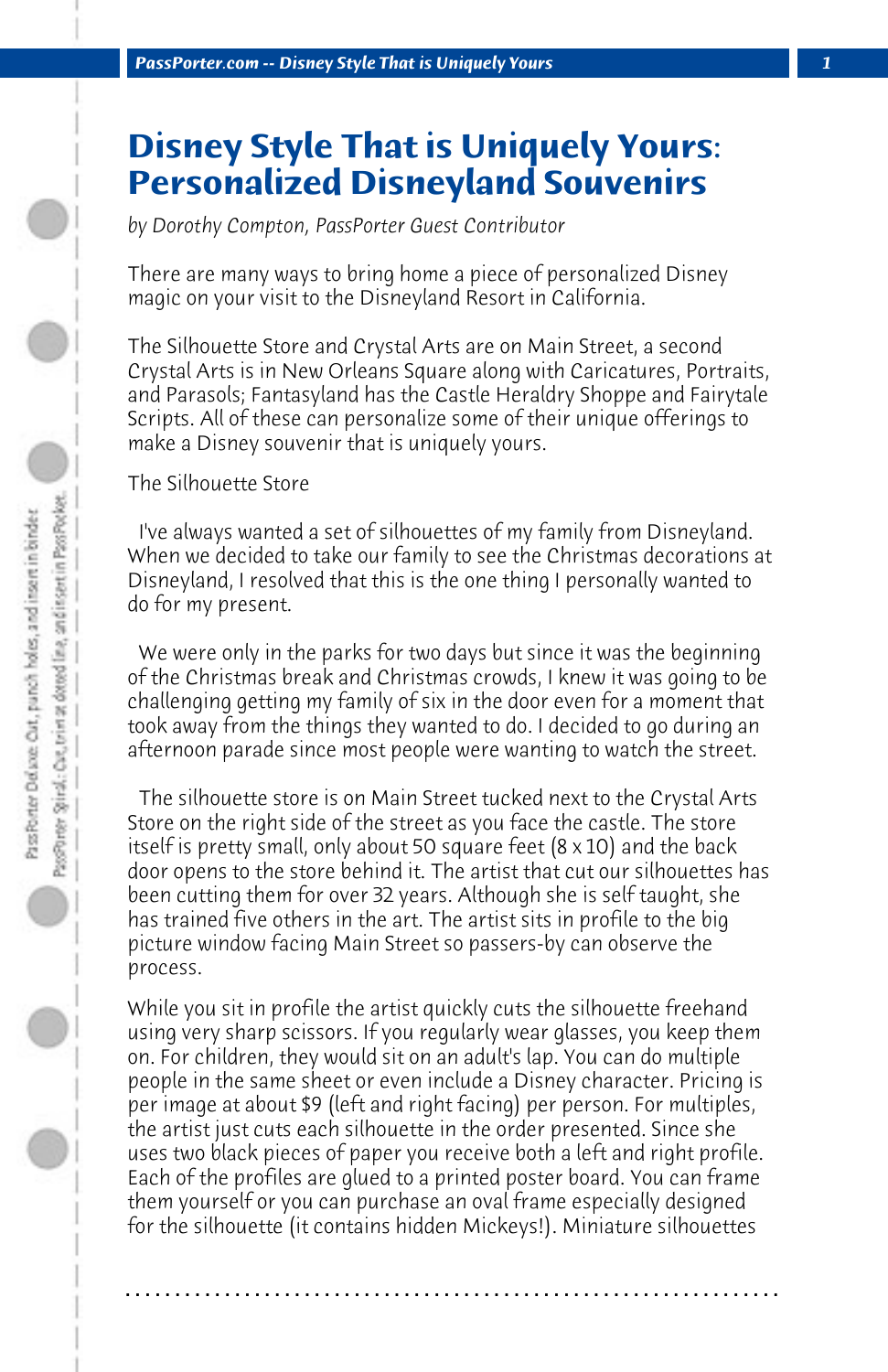# Disney Style That is Uniquely Yours: Personalized Disneyland Souvenirs

*by Dorothy Compton, PassPorter Guest Contributor*

There are many ways to bring home a piece of personalized Disney magic on your visit to the Disneyland Resort in California.

The Silhouette Store and Crystal Arts are on Main Street, a second Crystal Arts is in New Orleans Square along with Caricatures, Portraits, and Parasols; Fantasyland has the Castle Heraldry Shoppe and Fairytale Scripts. All of these can personalize some of their unique offerings to make a Disney souvenir that is uniquely yours.

The Silhouette Store

I've always wanted a set of silhouettes of my family from Disneyland. When we decided to take our family to see the Christmas decorations at Disneyland, I resolved that this is the one thing I personally wanted to do for my present.

We were only in the parks for two days but since it was the beginning of the Christmas break and Christmas crowds, I knew it was going to be challenging getting my family of six in the door even for a moment that took away from the things they wanted to do. I decided to go during an afternoon parade since most people were wanting to watch the street.

The silhouette store is on Main Street tucked next to the Crystal Arts Store on the right side of the street as you face the castle. The store itself is pretty small, only about 50 square feet (8 x 10) and the back door opens to the store behind it. The artist that cut our silhouettes has been cutting them for over 32 years. Although she is self taught, she has trained five others in the art. The artist sits in profile to the big picture window facing Main Street so passers-by can observe the process.

While you sit in profile the artist quickly cuts the silhouette freehand using very sharp scissors. If you regularly wear glasses, you keep them on. For children, they would sit on an adult's lap. You can do multiple people in the same sheet or even include a Disney character. Pricing is per image at about $9 (left and right facing) per person. For multiples, the artist just cuts each silhouette in the order presented. Since she uses two black pieces of paper you receive both a left and right profile. Each of the profiles are glued to a printed poster board. You can frame them yourself or you can purchase an oval frame especially designed for the silhouette (it contains hidden Mickeys!). Miniature silhouettes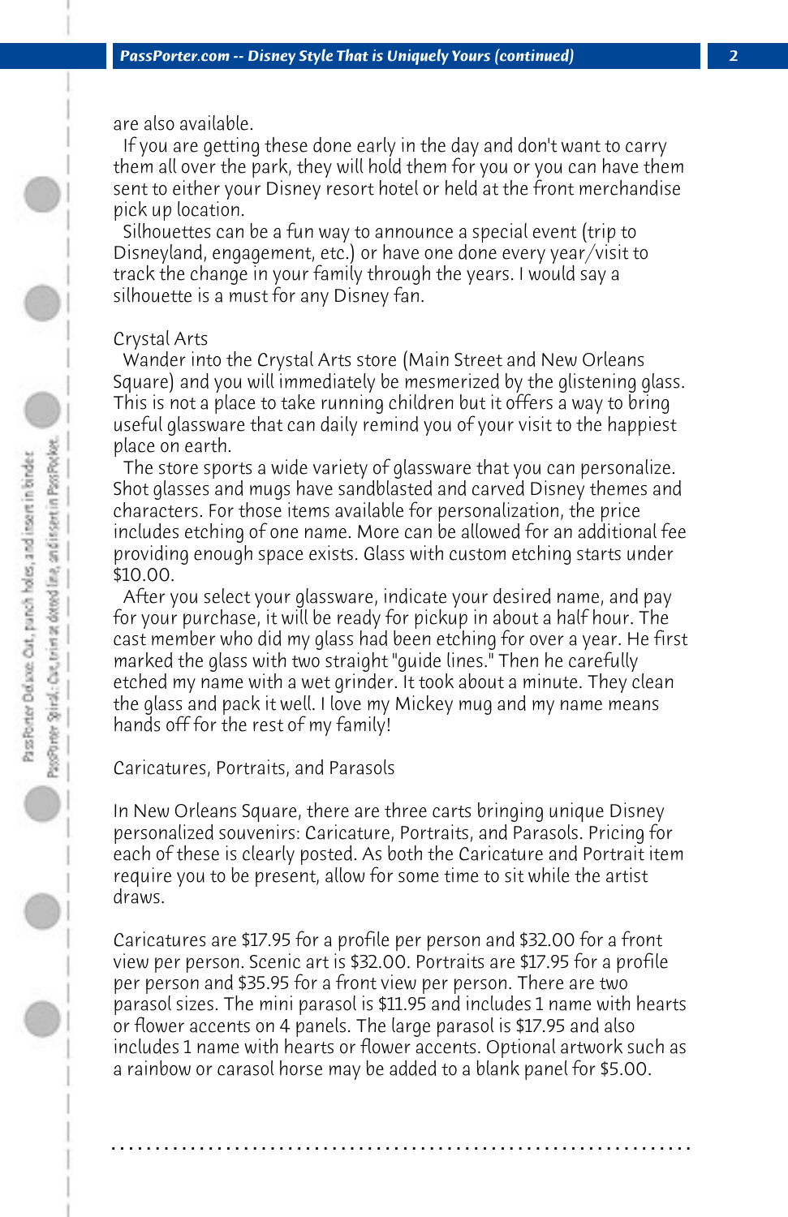are also available.

If you are getting these done early in the day and don't want to carry them all over the park, they will hold them for you or you can have them sent to either your Disney resort hotel or held at the front merchandise pick up location.

Silhouettes can be a fun way to announce a special event (trip to Disneyland, engagement, etc.) or have one done every year/visit to track the change in your family through the years. I would say a silhouette is a must for any Disney fan.

## Crystal Arts

Wander into the Crystal Arts store (Main Street and New Orleans Square) and you will immediately be mesmerized by the glistening glass. This is not a place to take running children but it offers a way to bring useful glassware that can daily remind you of your visit to the happiest place on earth.

The store sports a wide variety of glassware that you can personalize. Shot glasses and mugs have sandblasted and carved Disney themes and characters. For those items available for personalization, the price includes etching of one name. More can be allowed for an additional fee providing enough space exists. Glass with custom etching starts under $10.00.

After you select your glassware, indicate your desired name, and pay for your purchase, it will be ready for pickup in about a half hour. The cast member who did my glass had been etching for over a year. He first marked the glass with two straight "guide lines." Then he carefully etched my name with a wet grinder. It took about a minute. They clean the glass and pack it well. I love my Mickey mug and my name means hands off for the rest of my family!

## Caricatures, Portraits, and Parasols

In New Orleans Square, there are three carts bringing unique Disney personalized souvenirs: Caricature, Portraits, and Parasols. Pricing for each of these is clearly posted. As both the Caricature and Portrait item require you to be present, allow for some time to sit while the artist draws.

Caricatures are $17.95 for a profile per person and $32.00 for a front view per person. Scenic art is $32.00. Portraits are $17.95 for a profile per person and $35.95 for a front view per person. There are two parasol sizes. The mini parasol is $11.95 and includes 1 name with hearts or flower accents on 4 panels. The large parasol is $17.95 and also includes 1 name with hearts or flower accents. Optional artwork such as a rainbow or carasol horse may be added to a blank panel for $5.00.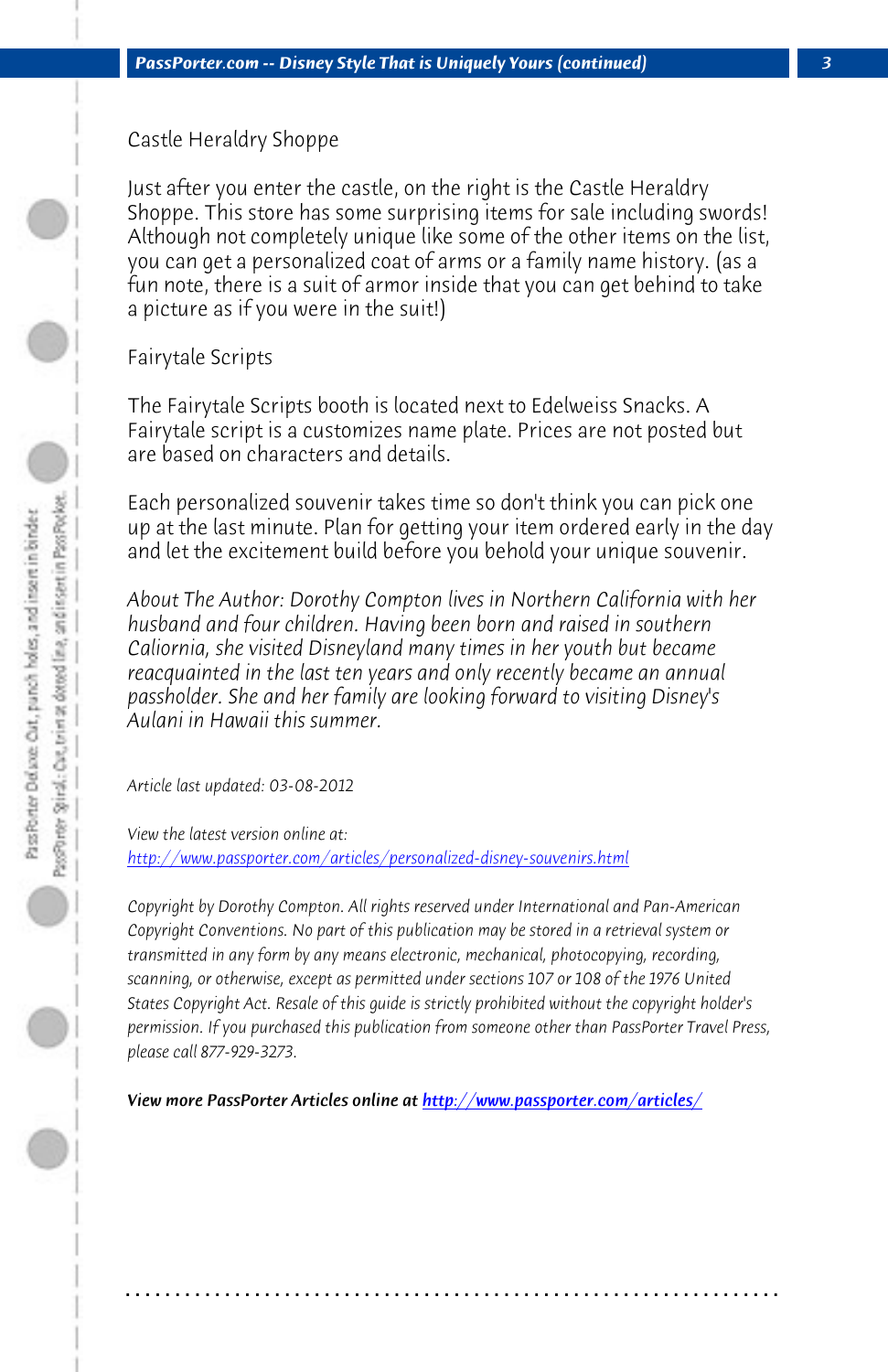## Castle Heraldry Shoppe

Just after you enter the castle, on the right is the Castle Heraldry Shoppe. This store has some surprising items for sale including swords! Although not completely unique like some of the other items on the list, you can get a personalized coat of arms or a family name history. (as a fun note, there is a suit of armor inside that you can get behind to take a picture as if you were in the suit!)

## Fairytale Scripts

The Fairytale Scripts booth is located next to Edelweiss Snacks. A Fairytale script is a customizes name plate. Prices are not posted but are based on characters and details.

Each personalized souvenir takes time so don't think you can pick one up at the last minute. Plan for getting your item ordered early in the day and let the excitement build before you behold your unique souvenir.

*About The Author: Dorothy Compton lives in Northern California with her husband and four children. Having been born and raised in southern Caliornia, she visited Disneyland many times in her youth but became reacquainted in the last ten years and only recently became an annual passholder. She and her family are looking forward to visiting Disney's Aulani in Hawaii this summer.*

*Article last updated: 03-08-2012*

*View the latest version online at:*
*[http://www.passporter.com/articles/personalized-disney-souvenirs.html](http://www.passporter.com/articles/personalized-disney-souvenirs.html)*

*Copyright by Dorothy Compton. All rights reserved under International and Pan-American Copyright Conventions. No part of this publication may be stored in a retrieval system or transmitted in any form by any means electronic, mechanical, photocopying, recording, scanning, or otherwise, except as permitted under sections 107 or 108 of the 1976 United States Copyright Act. Resale of this guide is strictly prohibited without the copyright holder's permission. If you purchased this publication from someone other than PassPorter Travel Press, please call 877-929-3273.*

***View more PassPorter Articles online at [http://www.passporter.com/articles/](http://www.passporter.com/articles/)***